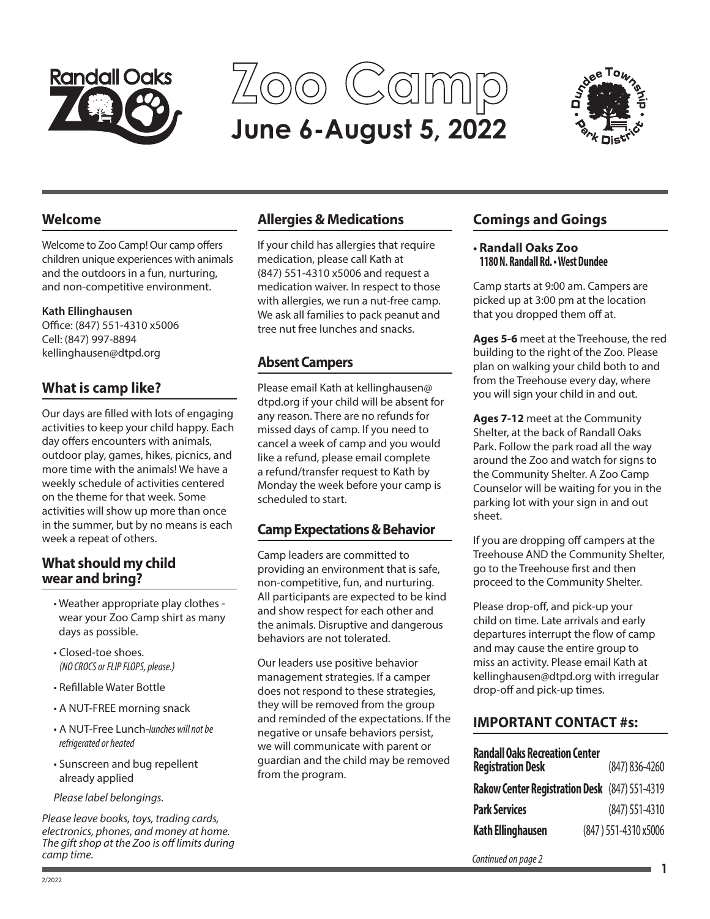# Zoo Camp

## June 6-August 5, 2022

## Welcome

Welcome to Zoo Camp! Our camp offers children unique experiences with animals and the outdoors in a fun, nurturing, and non-competitive environment.

**Kath Ellinghausen**
Office: (847) 551-4310 x5006
Cell: (847) 997-8894
kellinghausen@dtpd.org

## What is camp like?

Our days are filled with lots of engaging activities to keep your child happy. Each day offers encounters with animals, outdoor play, games, hikes, picnics, and more time with the animals! We have a weekly schedule of activities centered on the theme for that week. Some activities will show up more than once in the summer, but by no means is each week a repeat of others.

## What should my child wear and bring?

- Weather appropriate play clothes - wear your Zoo Camp shirt as many days as possible.
- Closed-toe shoes. *(NO CROCS or FLIP FLOPS, please.)*
- Refillable Water Bottle
- A NUT-FREE morning snack
- A NUT-Free Lunch-*lunches will not be refrigerated or heated*
- Sunscreen and bug repellent already applied

*Please label belongings.*

*Please leave books, toys, trading cards, electronics, phones, and money at home. The gift shop at the Zoo is off limits during camp time.*

## Allergies & Medications

If your child has allergies that require medication, please call Kath at (847) 551-4310 x5006 and request a medication waiver. In respect to those with allergies, we run a nut-free camp. We ask all families to pack peanut and tree nut free lunches and snacks.

## Absent Campers

Please email Kath at kellinghausen@dtpd.org if your child will be absent for any reason. There are no refunds for missed days of camp. If you need to cancel a week of camp and you would like a refund, please email complete a refund/transfer request to Kath by Monday the week before your camp is scheduled to start.

## Camp Expectations & Behavior

Camp leaders are committed to providing an environment that is safe, non-competitive, fun, and nurturing. All participants are expected to be kind and show respect for each other and the animals. Disruptive and dangerous behaviors are not tolerated.

Our leaders use positive behavior management strategies. If a camper does not respond to these strategies, they will be removed from the group and reminded of the expectations. If the negative or unsafe behaviors persist, we will communicate with parent or guardian and the child may be removed from the program.

## Comings and Goings

- **Randall Oaks Zoo**
  **1180 N. Randall Rd. • West Dundee**

Camp starts at 9:00 am. Campers are picked up at 3:00 pm at the location that you dropped them off at.

**Ages 5-6** meet at the Treehouse, the red building to the right of the Zoo. Please plan on walking your child both to and from the Treehouse every day, where you will sign your child in and out.

**Ages 7-12** meet at the Community Shelter, at the back of Randall Oaks Park. Follow the park road all the way around the Zoo and watch for signs to the Community Shelter. A Zoo Camp Counselor will be waiting for you in the parking lot with your sign in and out sheet.

If you are dropping off campers at the Treehouse AND the Community Shelter, go to the Treehouse first and then proceed to the Community Shelter.

Please drop-off, and pick-up your child on time. Late arrivals and early departures interrupt the flow of camp and may cause the entire group to miss an activity. Please email Kath at kellinghausen@dtpd.org with irregular drop-off and pick-up times.

## IMPORTANT CONTACT #s:

| | |
|---|---|
| **Randall Oaks Recreation Center Registration Desk** | (847) 836-4260 |
| **Rakow Center Registration Desk** | (847) 551-4319 |
| **Park Services** | (847) 551-4310 |
| **Kath Ellinghausen** | (847 ) 551-4310 x5006 |

*Continued on page 2*

2/2022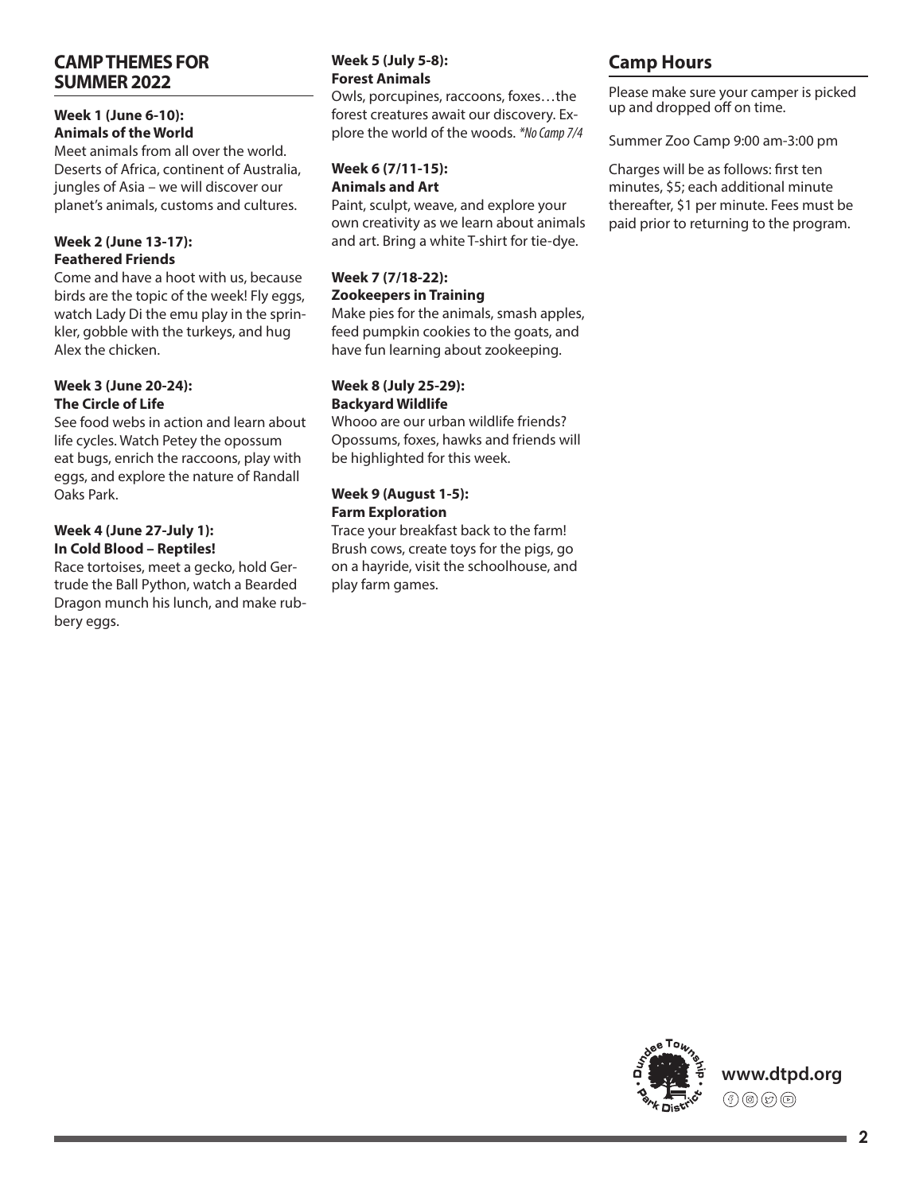## CAMP THEMES FOR SUMMER 2022

**Week 1 (June 6-10):**
**Animals of the World**
Meet animals from all over the world. Deserts of Africa, continent of Australia, jungles of Asia – we will discover our planet's animals, customs and cultures.

**Week 2 (June 13-17):**
**Feathered Friends**
Come and have a hoot with us, because birds are the topic of the week! Fly eggs, watch Lady Di the emu play in the sprinkler, gobble with the turkeys, and hug Alex the chicken.

**Week 3 (June 20-24):**
**The Circle of Life**
See food webs in action and learn about life cycles. Watch Petey the opossum eat bugs, enrich the raccoons, play with eggs, and explore the nature of Randall Oaks Park.

**Week 4 (June 27-July 1):**
**In Cold Blood – Reptiles!**
Race tortoises, meet a gecko, hold Gertrude the Ball Python, watch a Bearded Dragon munch his lunch, and make rubbery eggs.

**Week 5 (July 5-8):**
**Forest Animals**
Owls, porcupines, raccoons, foxes…the forest creatures await our discovery. Explore the world of the woods. *\*No Camp 7/4*

**Week 6 (7/11-15):**
**Animals and Art**
Paint, sculpt, weave, and explore your own creativity as we learn about animals and art. Bring a white T-shirt for tie-dye.

**Week 7 (7/18-22):**
**Zookeepers in Training**
Make pies for the animals, smash apples, feed pumpkin cookies to the goats, and have fun learning about zookeeping.

**Week 8 (July 25-29):**
**Backyard Wildlife**
Whooo are our urban wildlife friends? Opossums, foxes, hawks and friends will be highlighted for this week.

**Week 9 (August 1-5):**
**Farm Exploration**
Trace your breakfast back to the farm! Brush cows, create toys for the pigs, go on a hayride, visit the schoolhouse, and play farm games.

## Camp Hours

Please make sure your camper is picked up and dropped off on time.

Summer Zoo Camp 9:00 am-3:00 pm

Charges will be as follows: first ten minutes, $5; each additional minute thereafter, $1 per minute. Fees must be paid prior to returning to the program.

Dundee Township Park District

www.dtpd.org